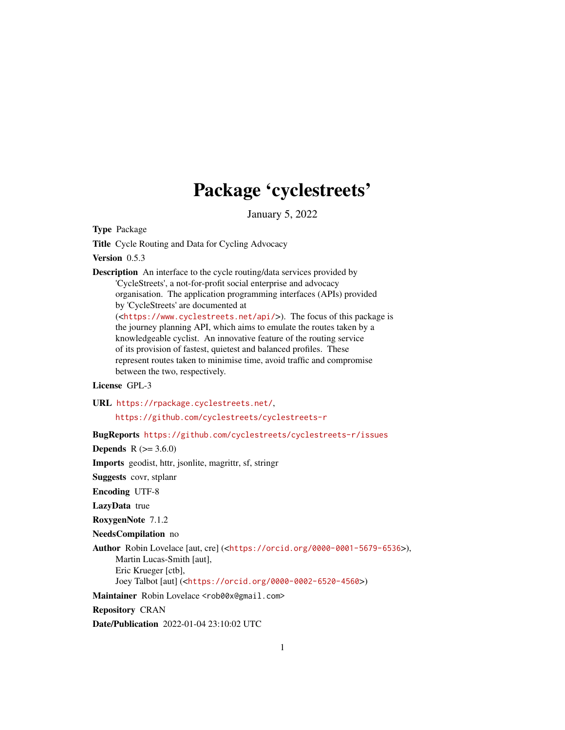# Package 'cyclestreets'

January 5, 2022

**Type** Package

**Title** Cycle Routing and Data for Cycling Advocacy

**Version** 0.5.3

**Description** An interface to the cycle routing/data services provided by 'CycleStreets', a not-for-profit social enterprise and advocacy organisation. The application programming interfaces (APIs) provided by 'CycleStreets' are documented at (<https://www.cyclestreets.net/api/>). The focus of this package is the journey planning API, which aims to emulate the routes taken by a knowledgeable cyclist. An innovative feature of the routing service of its provision of fastest, quietest and balanced profiles. These represent routes taken to minimise time, avoid traffic and compromise between the two, respectively.

**License** GPL-3

**URL** https://rpackage.cyclestreets.net/,
https://github.com/cyclestreets/cyclestreets-r

**BugReports** https://github.com/cyclestreets/cyclestreets-r/issues

**Depends** R (>= 3.6.0)

**Imports** geodist, httr, jsonlite, magrittr, sf, stringr

**Suggests** covr, stplanr

**Encoding** UTF-8

**LazyData** true

**RoxygenNote** 7.1.2

**NeedsCompilation** no

**Author** Robin Lovelace [aut, cre] (<https://orcid.org/0000-0001-5679-6536>),
Martin Lucas-Smith [aut],
Eric Krueger [ctb],
Joey Talbot [aut] (<https://orcid.org/0000-0002-6520-4560>)

**Maintainer** Robin Lovelace <rob00x@gmail.com>

**Repository** CRAN

**Date/Publication** 2022-01-04 23:10:02 UTC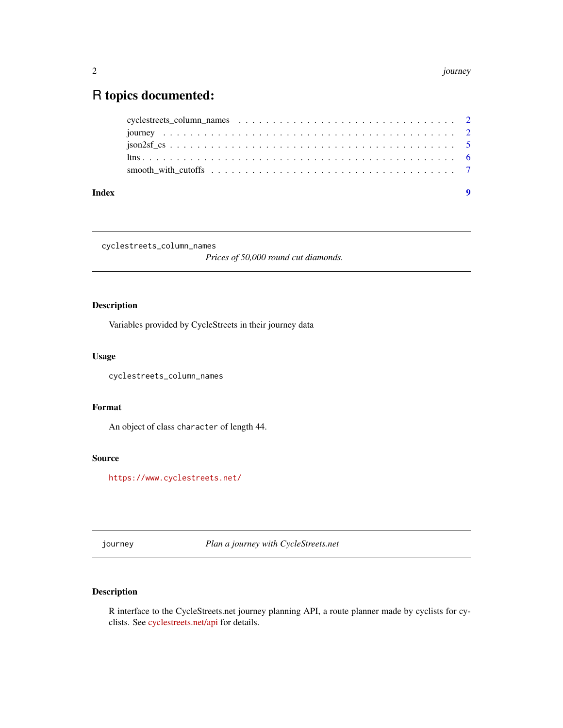# R topics documented:

cyclestreets_column_names . . . . . . . . . . . . . . . . . . . . . . . . . . . . . . . . 2
journey . . . . . . . . . . . . . . . . . . . . . . . . . . . . . . . . . . . . . . . . . . 2
json2sf_cs . . . . . . . . . . . . . . . . . . . . . . . . . . . . . . . . . . . . . . . . 5
ltns . . . . . . . . . . . . . . . . . . . . . . . . . . . . . . . . . . . . . . . . . . . 6
smooth_with_cutoffs . . . . . . . . . . . . . . . . . . . . . . . . . . . . . . . . . . 7

**Index** **9**

---

`cyclestreets_column_names` *Prices of 50,000 round cut diamonds.*

---

## Description

Variables provided by CycleStreets in their journey data

## Usage

```
cyclestreets_column_names
```

## Format

An object of class `character` of length 44.

## Source

https://www.cyclestreets.net/

---

`journey` *Plan a journey with CycleStreets.net*

---

## Description

R interface to the CycleStreets.net journey planning API, a route planner made by cyclists for cyclists. See cyclestreets.net/api for details.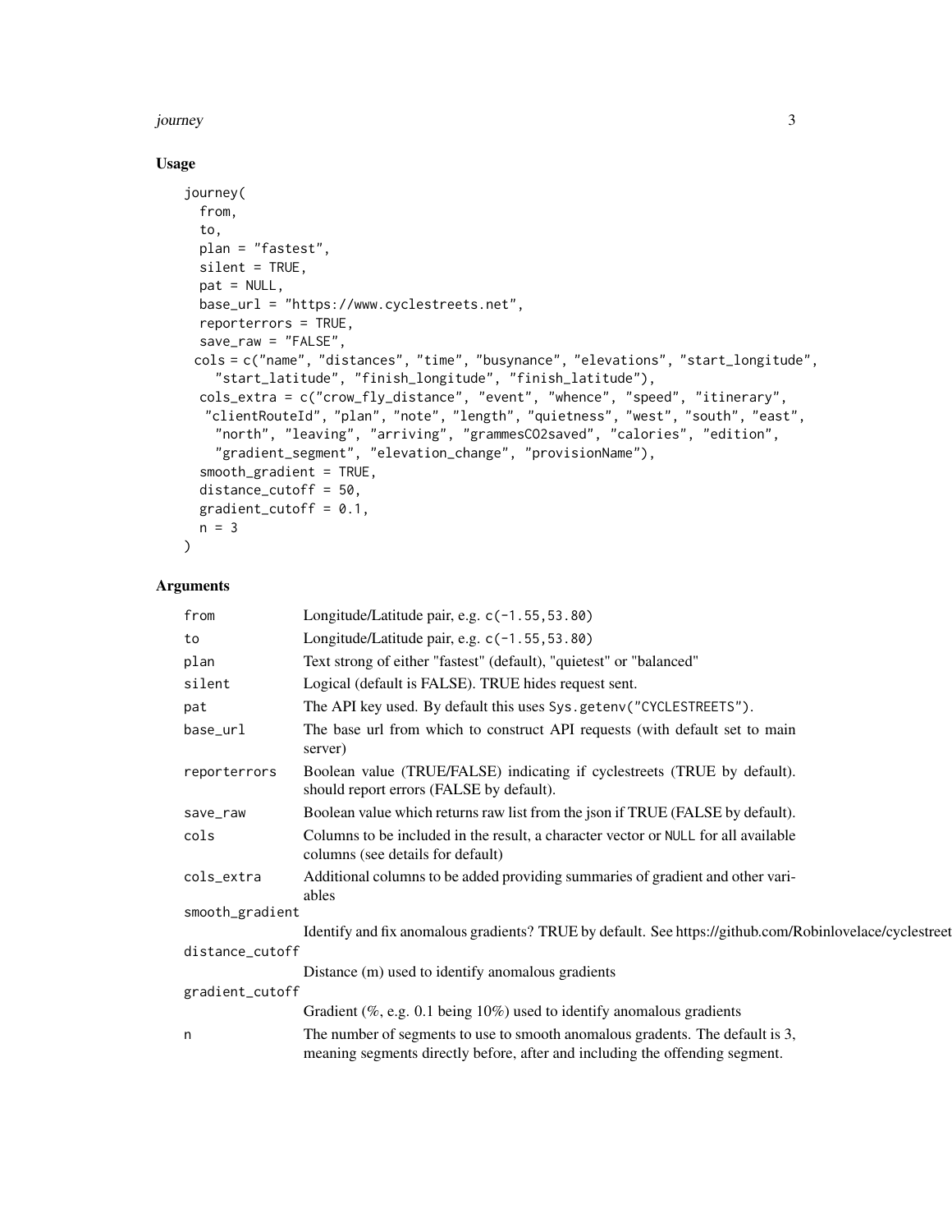## Usage

```
journey(
  from,
  to,
  plan = "fastest",
  silent = TRUE,
  pat = NULL,
  base_url = "https://www.cyclestreets.net",
  reporterrors = TRUE,
  save_raw = "FALSE",
 cols = c("name", "distances", "time", "busynance", "elevations", "start_longitude",
    "start_latitude", "finish_longitude", "finish_latitude"),
  cols_extra = c("crow_fly_distance", "event", "whence", "speed", "itinerary",
   "clientRouteId", "plan", "note", "length", "quietness", "west", "south", "east",
    "north", "leaving", "arriving", "grammesCO2saved", "calories", "edition",
    "gradient_segment", "elevation_change", "provisionName"),
  smooth_gradient = TRUE,
  distance_cutoff = 50,
  gradient_cutoff = 0.1,
  n = 3
)
```

## Arguments

| Argument | Description |
|---|---|
| `from` | Longitude/Latitude pair, e.g. `c(-1.55,53.80)` |
| `to` | Longitude/Latitude pair, e.g. `c(-1.55,53.80)` |
| `plan` | Text strong of either "fastest" (default), "quietest" or "balanced" |
| `silent` | Logical (default is FALSE). TRUE hides request sent. |
| `pat` | The API key used. By default this uses `Sys.getenv("CYCLESTREETS")`. |
| `base_url` | The base url from which to construct API requests (with default set to main server) |
| `reporterrors` | Boolean value (TRUE/FALSE) indicating if cyclestreets (TRUE by default). should report errors (FALSE by default). |
| `save_raw` | Boolean value which returns raw list from the json if TRUE (FALSE by default). |
| `cols` | Columns to be included in the result, a character vector or `NULL` for all available columns (see details for default) |
| `cols_extra` | Additional columns to be added providing summaries of gradient and other variables |
| `smooth_gradient` | Identify and fix anomalous gradients? TRUE by default. See https://github.com/Robinlovelace/cyclestreet |
| `distance_cutoff` | Distance (m) used to identify anomalous gradients |
| `gradient_cutoff` | Gradient (%, e.g. 0.1 being 10%) used to identify anomalous gradients |
| `n` | The number of segments to use to smooth anomalous gradents. The default is 3, meaning segments directly before, after and including the offending segment. |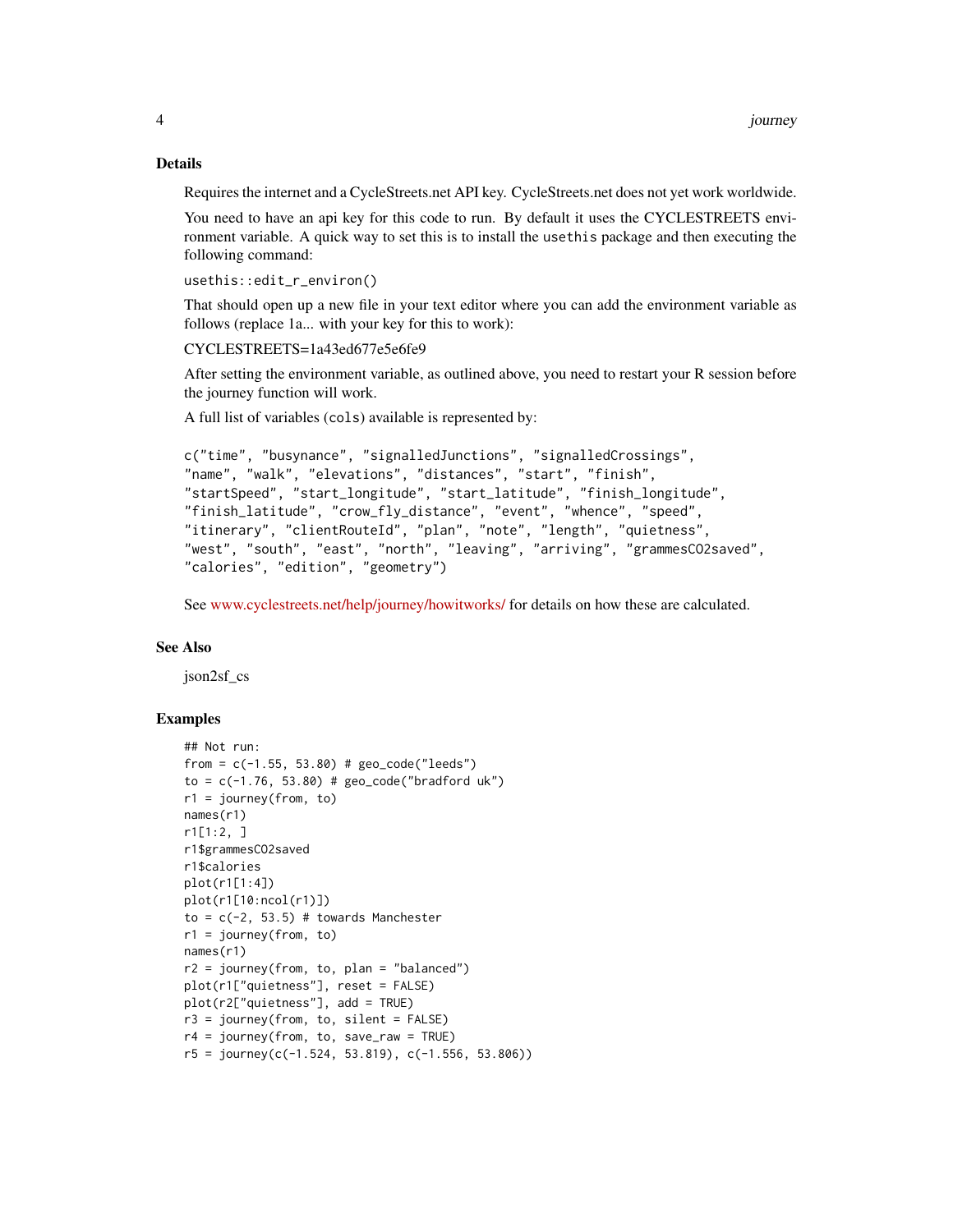## Details

Requires the internet and a CycleStreets.net API key. CycleStreets.net does not yet work worldwide.

You need to have an api key for this code to run. By default it uses the CYCLESTREETS environment variable. A quick way to set this is to install the `usethis` package and then executing the following command:

`usethis::edit_r_environ()`

That should open up a new file in your text editor where you can add the environment variable as follows (replace 1a... with your key for this to work):

CYCLESTREETS=1a43ed677e5e6fe9

After setting the environment variable, as outlined above, you need to restart your R session before the journey function will work.

A full list of variables (`cols`) available is represented by:

```
c("time", "busynance", "signalledJunctions", "signalledCrossings",
"name", "walk", "elevations", "distances", "start", "finish",
"startSpeed", "start_longitude", "start_latitude", "finish_longitude",
"finish_latitude", "crow_fly_distance", "event", "whence", "speed",
"itinerary", "clientRouteId", "plan", "note", "length", "quietness",
"west", "south", "east", "north", "leaving", "arriving", "grammesCO2saved",
"calories", "edition", "geometry")
```

See www.cyclestreets.net/help/journey/howitworks/ for details on how these are calculated.

## See Also

json2sf_cs

## Examples

```
## Not run:
from = c(-1.55, 53.80) # geo_code("leeds")
to = c(-1.76, 53.80) # geo_code("bradford uk")
r1 = journey(from, to)
names(r1)
r1[1:2, ]
r1$grammesCO2saved
r1$calories
plot(r1[1:4])
plot(r1[10:ncol(r1)])
to = c(-2, 53.5) # towards Manchester
r1 = journey(from, to)
names(r1)
r2 = journey(from, to, plan = "balanced")
plot(r1["quietness"], reset = FALSE)
plot(r2["quietness"], add = TRUE)
r3 = journey(from, to, silent = FALSE)
r4 = journey(from, to, save_raw = TRUE)
r5 = journey(c(-1.524, 53.819), c(-1.556, 53.806))
```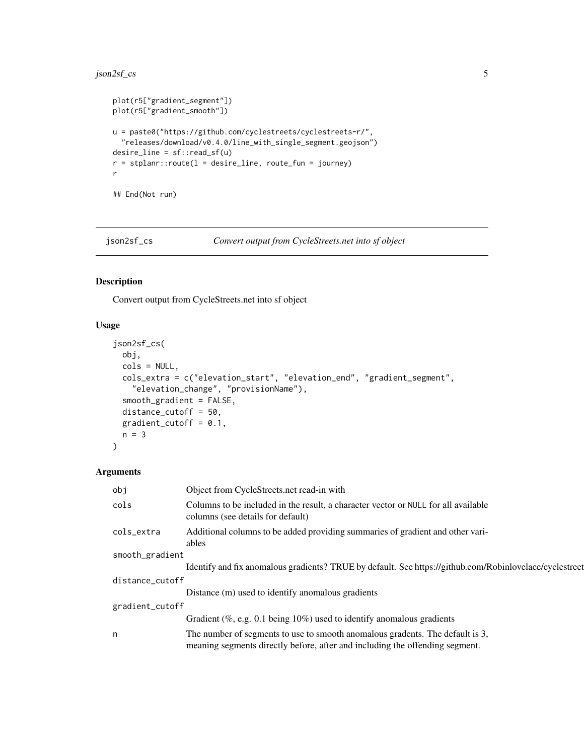```
plot(r5["gradient_segment"])
plot(r5["gradient_smooth"])

u = paste0("https://github.com/cyclestreets/cyclestreets-r/",
  "releases/download/v0.4.0/line_with_single_segment.geojson")
desire_line = sf::read_sf(u)
r = stplanr::route(l = desire_line, route_fun = journey)
r

## End(Not run)
```

---

## json2sf_cs *Convert output from CycleStreets.net into sf object*

---

### Description

Convert output from CycleStreets.net into sf object

### Usage

```
json2sf_cs(
  obj,
  cols = NULL,
  cols_extra = c("elevation_start", "elevation_end", "gradient_segment",
    "elevation_change", "provisionName"),
  smooth_gradient = FALSE,
  distance_cutoff = 50,
  gradient_cutoff = 0.1,
  n = 3
)
```

### Arguments

| | |
|---|---|
| `obj` | Object from CycleStreets.net read-in with |
| `cols` | Columns to be included in the result, a character vector or `NULL` for all available columns (see details for default) |
| `cols_extra` | Additional columns to be added providing summaries of gradient and other variables |
| `smooth_gradient` | Identify and fix anomalous gradients? TRUE by default. See https://github.com/Robinlovelace/cyclestreet |
| `distance_cutoff` | Distance (m) used to identify anomalous gradients |
| `gradient_cutoff` | Gradient (%, e.g. 0.1 being 10%) used to identify anomalous gradients |
| `n` | The number of segments to use to smooth anomalous gradents. The default is 3, meaning segments directly before, after and including the offending segment. |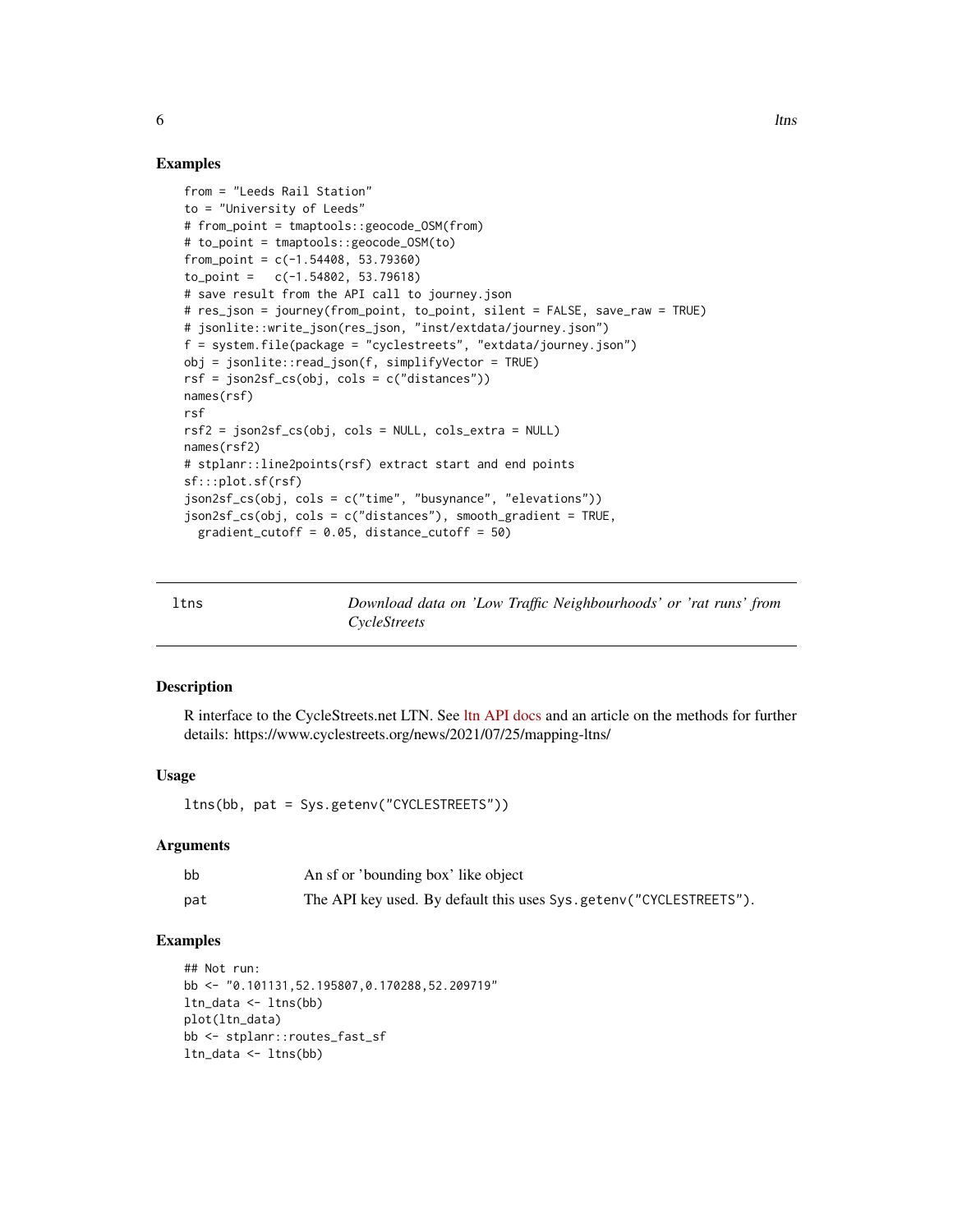### Examples

```
from = "Leeds Rail Station"
to = "University of Leeds"
# from_point = tmaptools::geocode_OSM(from)
# to_point = tmaptools::geocode_OSM(to)
from_point = c(-1.54408, 53.79360)
to_point =   c(-1.54802, 53.79618)
# save result from the API call to journey.json
# res_json = journey(from_point, to_point, silent = FALSE, save_raw = TRUE)
# jsonlite::write_json(res_json, "inst/extdata/journey.json")
f = system.file(package = "cyclestreets", "extdata/journey.json")
obj = jsonlite::read_json(f, simplifyVector = TRUE)
rsf = json2sf_cs(obj, cols = c("distances"))
names(rsf)
rsf
rsf2 = json2sf_cs(obj, cols = NULL, cols_extra = NULL)
names(rsf2)
# stplanr::line2points(rsf) extract start and end points
sf:::plot.sf(rsf)
json2sf_cs(obj, cols = c("time", "busynance", "elevations"))
json2sf_cs(obj, cols = c("distances"), smooth_gradient = TRUE,
  gradient_cutoff = 0.05, distance_cutoff = 50)
```

---

## ltns — *Download data on 'Low Traffic Neighbourhoods' or 'rat runs' from CycleStreets*

---

### Description

R interface to the CycleStreets.net LTN. See ltn API docs and an article on the methods for further details: https://www.cyclestreets.org/news/2021/07/25/mapping-ltns/

### Usage

```
ltns(bb, pat = Sys.getenv("CYCLESTREETS"))
```

### Arguments

| | |
|---|---|
| bb | An sf or 'bounding box' like object |
| pat | The API key used. By default this uses `Sys.getenv("CYCLESTREETS")`. |

### Examples

```
## Not run:
bb <- "0.101131,52.195807,0.170288,52.209719"
ltn_data <- ltns(bb)
plot(ltn_data)
bb <- stplanr::routes_fast_sf
ltn_data <- ltns(bb)
```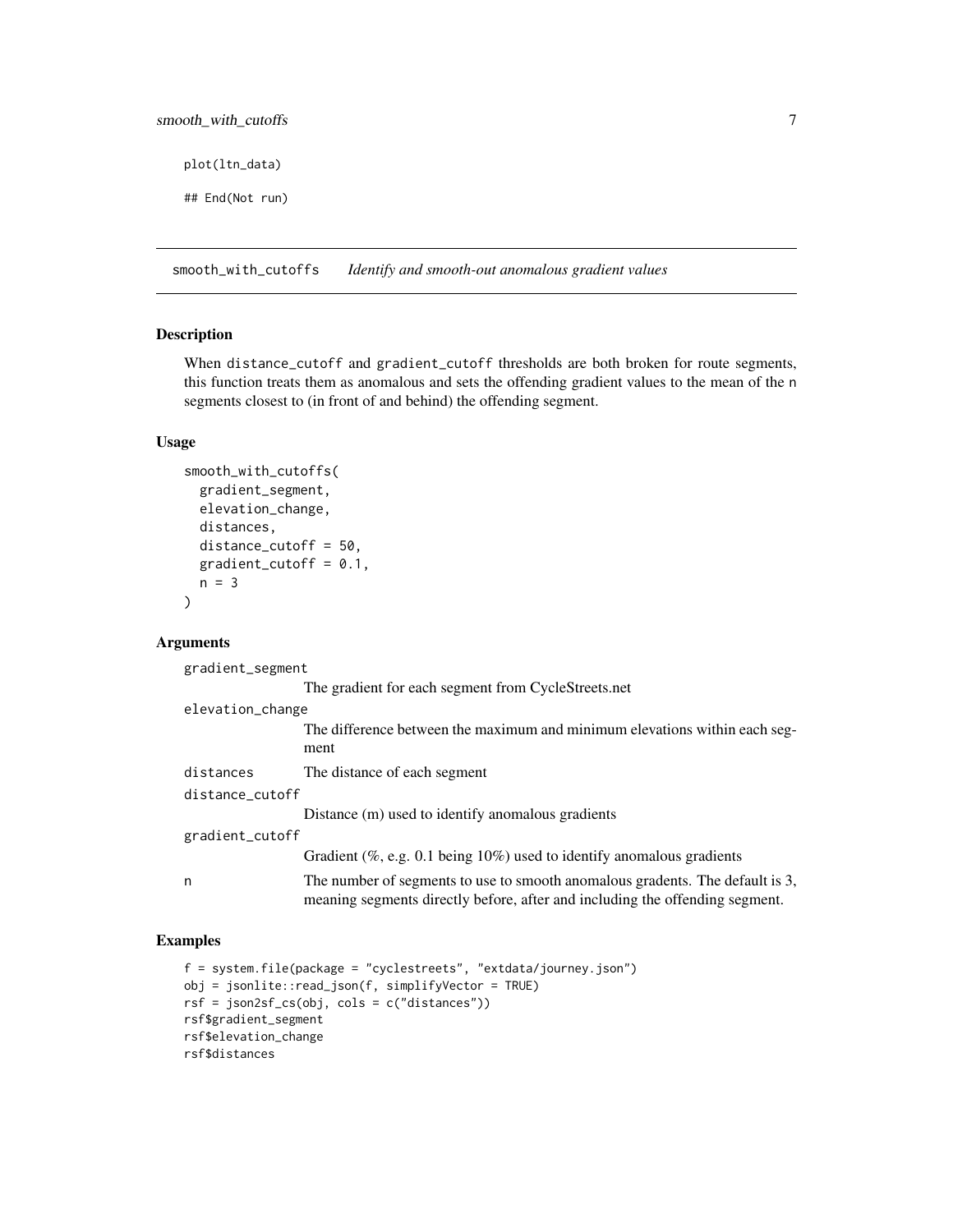```
plot(ltn_data)

## End(Not run)
```

## smooth_with_cutoffs — *Identify and smooth-out anomalous gradient values*

### Description

When distance_cutoff and gradient_cutoff thresholds are both broken for route segments, this function treats them as anomalous and sets the offending gradient values to the mean of the n segments closest to (in front of and behind) the offending segment.

### Usage

```
smooth_with_cutoffs(
  gradient_segment,
  elevation_change,
  distances,
  distance_cutoff = 50,
  gradient_cutoff = 0.1,
  n = 3
)
```

### Arguments

- `gradient_segment` — The gradient for each segment from CycleStreets.net
- `elevation_change` — The difference between the maximum and minimum elevations within each segment
- `distances` — The distance of each segment
- `distance_cutoff` — Distance (m) used to identify anomalous gradients
- `gradient_cutoff` — Gradient (%, e.g. 0.1 being 10%) used to identify anomalous gradients
- `n` — The number of segments to use to smooth anomalous gradients. The default is 3, meaning segments directly before, after and including the offending segment.

### Examples

```
f = system.file(package = "cyclestreets", "extdata/journey.json")
obj = jsonlite::read_json(f, simplifyVector = TRUE)
rsf = json2sf_cs(obj, cols = c("distances"))
rsf$gradient_segment
rsf$elevation_change
rsf$distances
```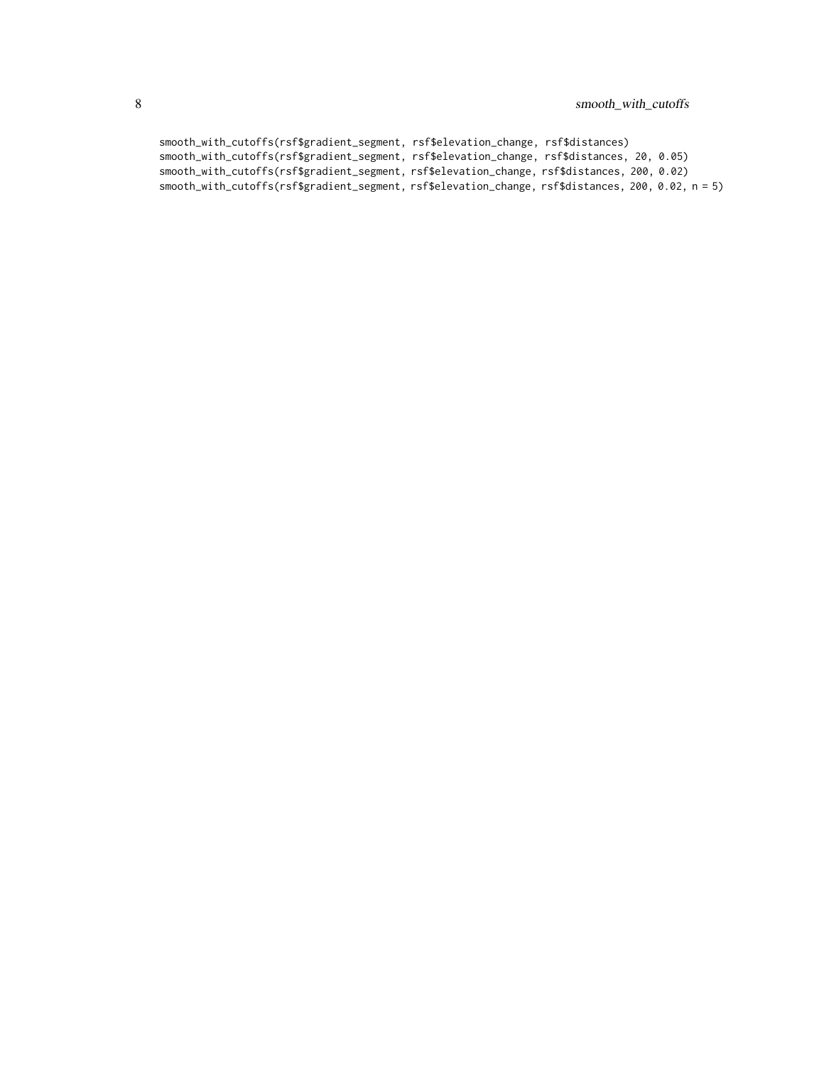```
smooth_with_cutoffs(rsf$gradient_segment, rsf$elevation_change, rsf$distances)
smooth_with_cutoffs(rsf$gradient_segment, rsf$elevation_change, rsf$distances, 20, 0.05)
smooth_with_cutoffs(rsf$gradient_segment, rsf$elevation_change, rsf$distances, 200, 0.02)
smooth_with_cutoffs(rsf$gradient_segment, rsf$elevation_change, rsf$distances, 200, 0.02, n = 5)
```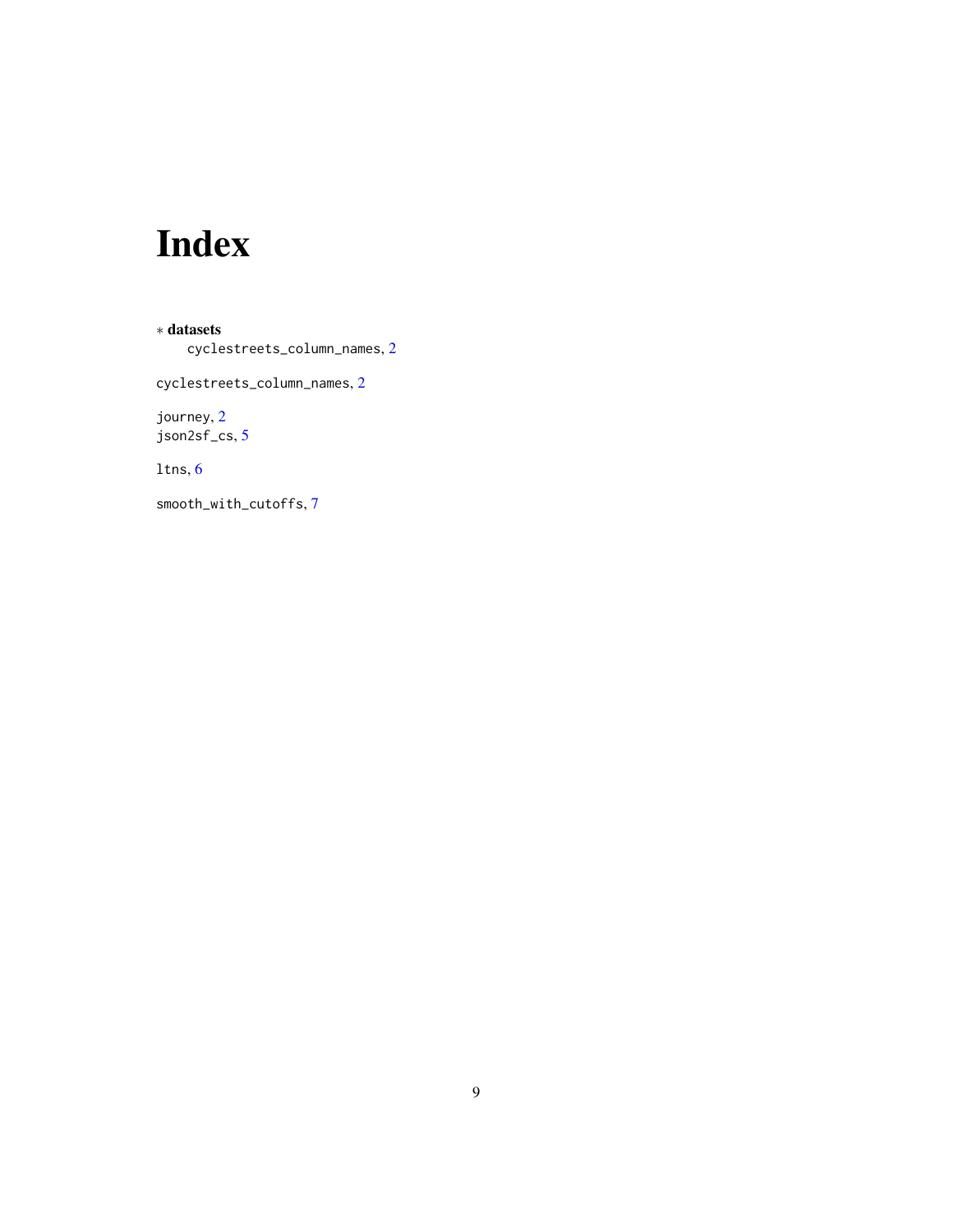# Index

∗ **datasets**
    cyclestreets_column_names, 2

cyclestreets_column_names, 2

journey, 2
json2sf_cs, 5

ltns, 6

smooth_with_cutoffs, 7